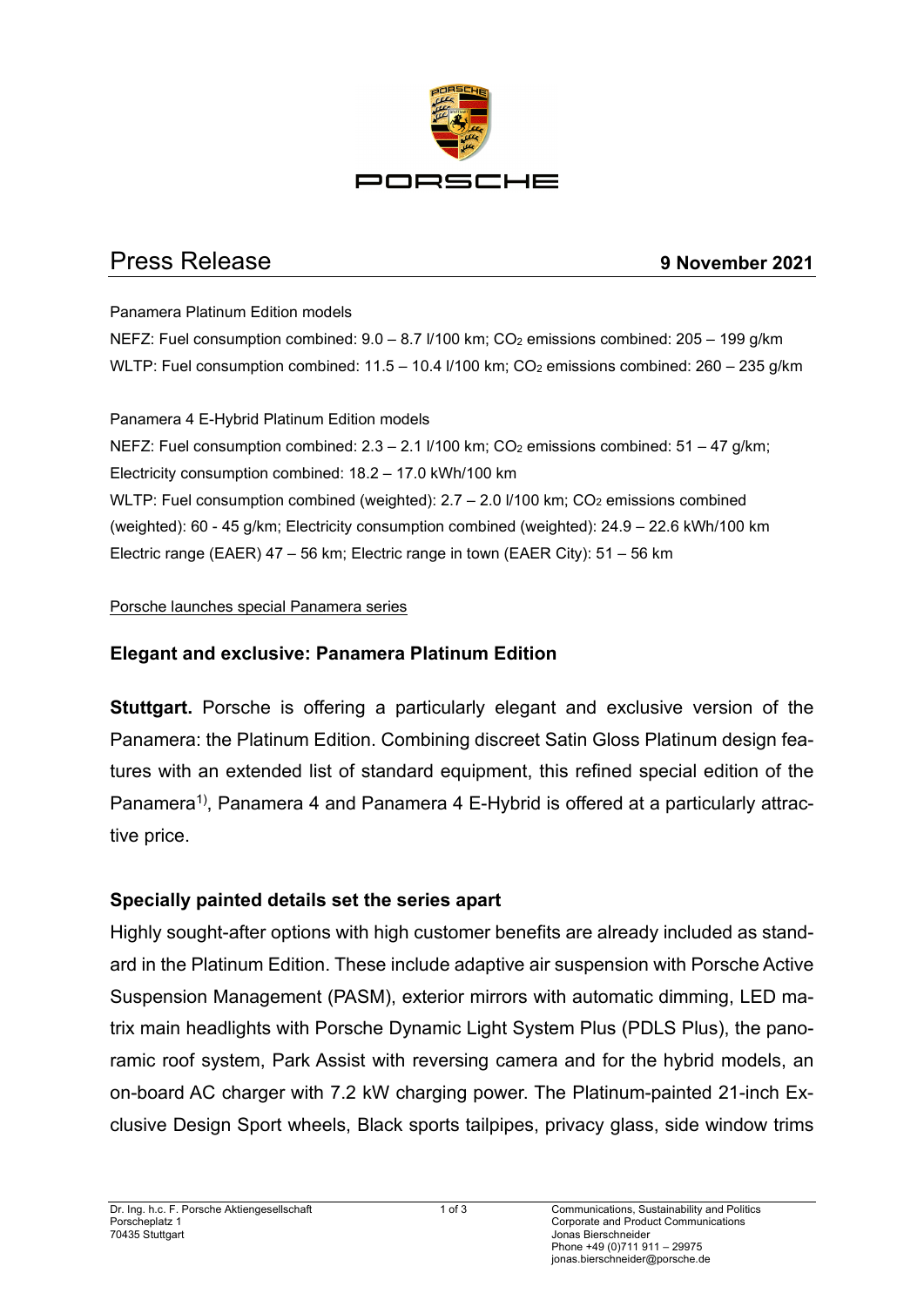# Press Release

**9 November 2021**

Panamera Platinum Edition models

NEFZ: Fuel consumption combined: 9.0 – 8.7 l/100 km; $CO_2$ emissions combined: 205 – 199 g/km

WLTP: Fuel consumption combined: 11.5 – 10.4 l/100 km; $CO_2$ emissions combined: 260 – 235 g/km

Panamera 4 E-Hybrid Platinum Edition models

NEFZ: Fuel consumption combined: 2.3 – 2.1 l/100 km; $CO_2$ emissions combined: 51 – 47 g/km; Electricity consumption combined: 18.2 – 17.0 kWh/100 km

WLTP: Fuel consumption combined (weighted): 2.7 – 2.0 l/100 km; $CO_2$ emissions combined (weighted): 60 - 45 g/km; Electricity consumption combined (weighted): 24.9 – 22.6 kWh/100 km

Electric range (EAER) 47 – 56 km; Electric range in town (EAER City): 51 – 56 km

Porsche launches special Panamera series

## Elegant and exclusive: Panamera Platinum Edition

**Stuttgart.** Porsche is offering a particularly elegant and exclusive version of the Panamera: the Platinum Edition. Combining discreet Satin Gloss Platinum design features with an extended list of standard equipment, this refined special edition of the Panamera[1)], Panamera 4 and Panamera 4 E-Hybrid is offered at a particularly attractive price.

### Specially painted details set the series apart

Highly sought-after options with high customer benefits are already included as standard in the Platinum Edition. These include adaptive air suspension with Porsche Active Suspension Management (PASM), exterior mirrors with automatic dimming, LED matrix main headlights with Porsche Dynamic Light System Plus (PDLS Plus), the panoramic roof system, Park Assist with reversing camera and for the hybrid models, an on-board AC charger with 7.2 kW charging power. The Platinum-painted 21-inch Exclusive Design Sport wheels, Black sports tailpipes, privacy glass, side window trims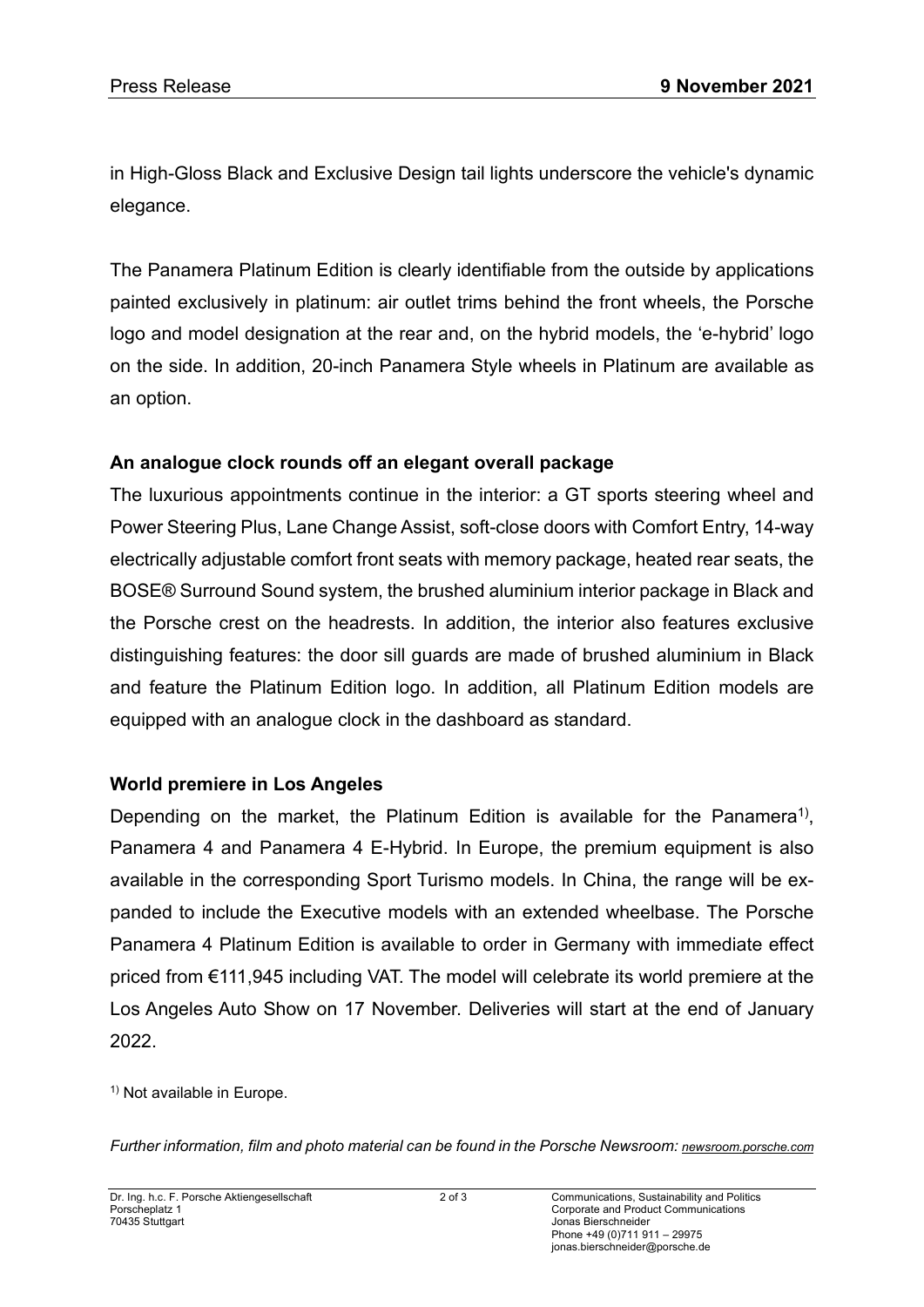in High-Gloss Black and Exclusive Design tail lights underscore the vehicle's dynamic elegance.

The Panamera Platinum Edition is clearly identifiable from the outside by applications painted exclusively in platinum: air outlet trims behind the front wheels, the Porsche logo and model designation at the rear and, on the hybrid models, the 'e-hybrid' logo on the side. In addition, 20-inch Panamera Style wheels in Platinum are available as an option.

**An analogue clock rounds off an elegant overall package**

The luxurious appointments continue in the interior: a GT sports steering wheel and Power Steering Plus, Lane Change Assist, soft-close doors with Comfort Entry, 14-way electrically adjustable comfort front seats with memory package, heated rear seats, the BOSE® Surround Sound system, the brushed aluminium interior package in Black and the Porsche crest on the headrests. In addition, the interior also features exclusive distinguishing features: the door sill guards are made of brushed aluminium in Black and feature the Platinum Edition logo. In addition, all Platinum Edition models are equipped with an analogue clock in the dashboard as standard.

**World premiere in Los Angeles**

Depending on the market, the Platinum Edition is available for the Panamera[1)], Panamera 4 and Panamera 4 E-Hybrid. In Europe, the premium equipment is also available in the corresponding Sport Turismo models. In China, the range will be expanded to include the Executive models with an extended wheelbase. The Porsche Panamera 4 Platinum Edition is available to order in Germany with immediate effect priced from €111,945 including VAT. The model will celebrate its world premiere at the Los Angeles Auto Show on 17 November. Deliveries will start at the end of January 2022.

[1)] Not available in Europe.

*Further information, film and photo material can be found in the Porsche Newsroom: newsroom.porsche.com*

Dr. Ing. h.c. F. Porsche Aktiengesellschaft
Porscheplatz 1
70435 Stuttgart

Communications, Sustainability and Politics
Corporate and Product Communications
Jonas Bierschneider
Phone +49 (0)711 911 – 29975
jonas.bierschneider@porsche.de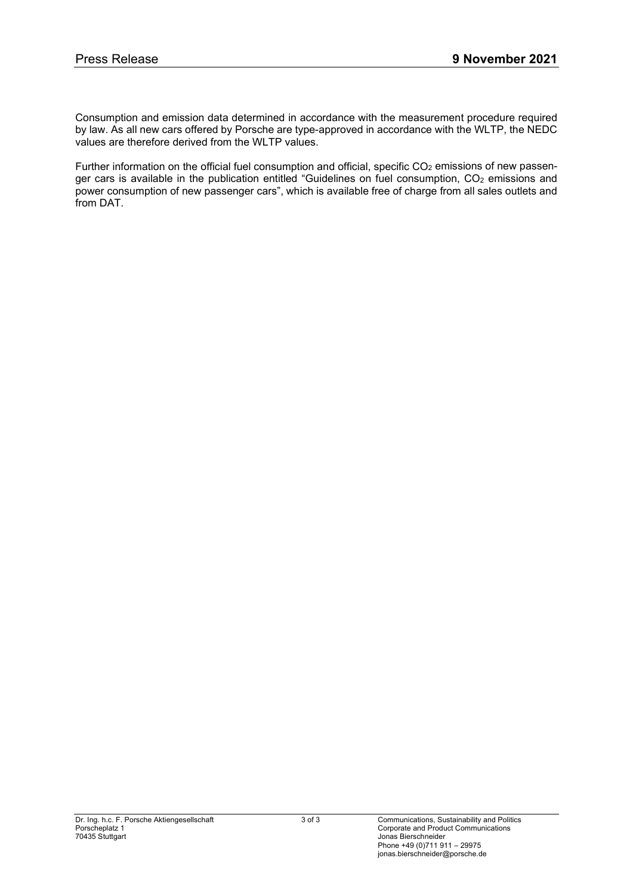Consumption and emission data determined in accordance with the measurement procedure required by law. As all new cars offered by Porsche are type-approved in accordance with the WLTP, the NEDC values are therefore derived from the WLTP values.

Further information on the official fuel consumption and official, specific $CO_2$ emissions of new passenger cars is available in the publication entitled "Guidelines on fuel consumption, $CO_2$ emissions and power consumption of new passenger cars", which is available free of charge from all sales outlets and from DAT.